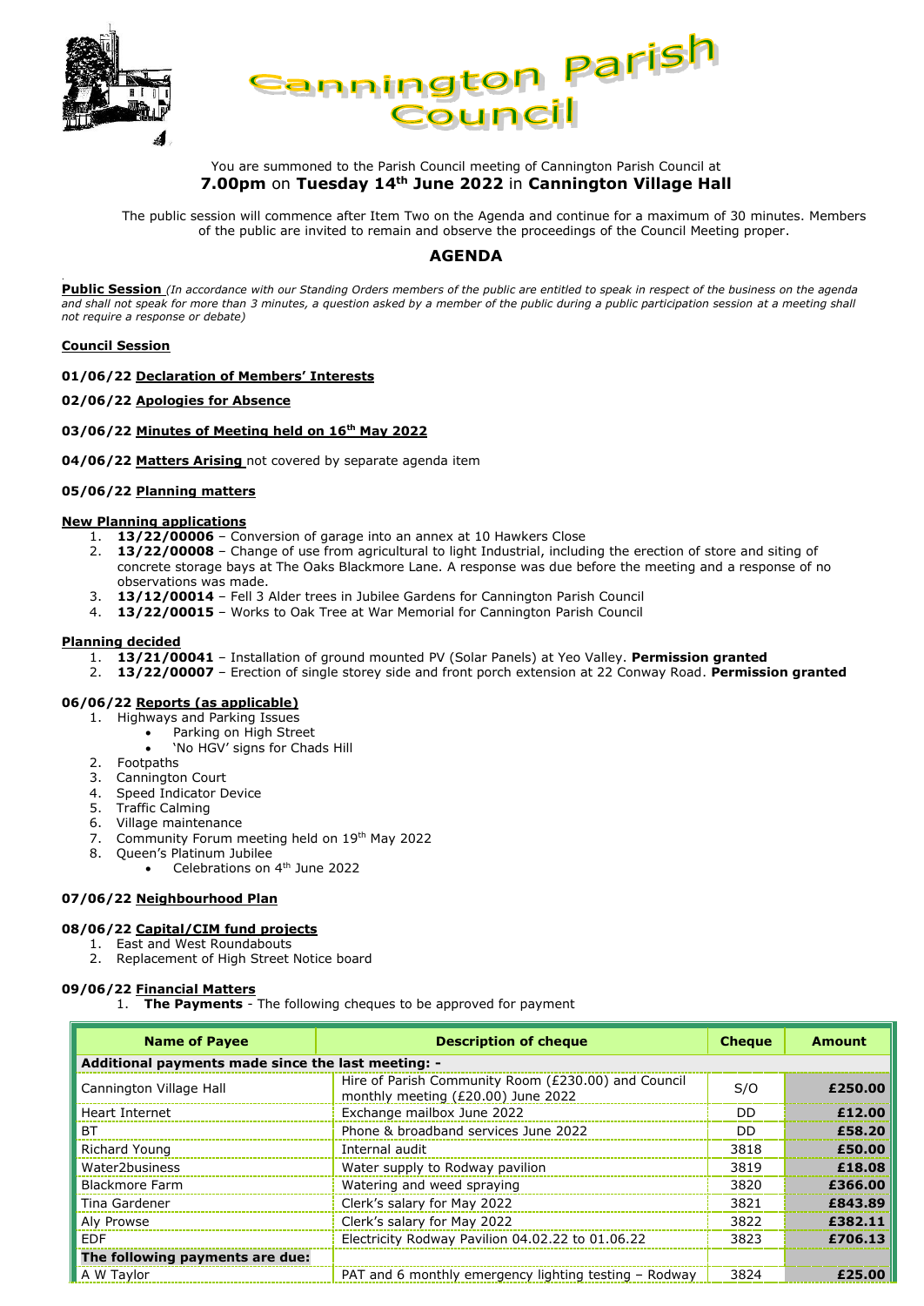# Cannington Parish Council

You are summoned to the Parish Council meeting of Cannington Parish Council at
**7.00pm** on **Tuesday 14th June 2022** in **Cannington Village Hall**

The public session will commence after Item Two on the Agenda and continue for a maximum of 30 minutes. Members of the public are invited to remain and observe the proceedings of the Council Meeting proper.

## AGENDA

**Public Session** *(In accordance with our Standing Orders members of the public are entitled to speak in respect of the business on the agenda and shall not speak for more than 3 minutes, a question asked by a member of the public during a public participation session at a meeting shall not require a response or debate)*

**Council Session**

**01/06/22 Declaration of Members' Interests**

**02/06/22 Apologies for Absence**

**03/06/22 Minutes of Meeting held on 16th May 2022**

**04/06/22 Matters Arising** not covered by separate agenda item

**05/06/22 Planning matters**

**New Planning applications**

1. **13/22/00006** – Conversion of garage into an annex at 10 Hawkers Close
2. **13/22/00008** – Change of use from agricultural to light Industrial, including the erection of store and siting of concrete storage bays at The Oaks Blackmore Lane. A response was due before the meeting and a response of no observations was made.
3. **13/12/00014** – Fell 3 Alder trees in Jubilee Gardens for Cannington Parish Council
4. **13/22/00015** – Works to Oak Tree at War Memorial for Cannington Parish Council

**Planning decided**

1. **13/21/00041** – Installation of ground mounted PV (Solar Panels) at Yeo Valley. **Permission granted**
2. **13/22/00007** – Erection of single storey side and front porch extension at 22 Conway Road. **Permission granted**

**06/06/22 Reports (as applicable)**

1. Highways and Parking Issues
   - Parking on High Street
   - 'No HGV' signs for Chads Hill
2. Footpaths
3. Cannington Court
4. Speed Indicator Device
5. Traffic Calming
6. Village maintenance
7. Community Forum meeting held on 19th May 2022
8. Queen's Platinum Jubilee
   - Celebrations on 4th June 2022

**07/06/22 Neighbourhood Plan**

**08/06/22 Capital/CIM fund projects**

1. East and West Roundabouts
2. Replacement of High Street Notice board

**09/06/22 Financial Matters**

1. **The Payments** - The following cheques to be approved for payment

| Name of Payee | Description of cheque | Cheque | Amount |
|---|---|---|---|
| **Additional payments made since the last meeting: -** | | | |
| Cannington Village Hall | Hire of Parish Community Room (£230.00) and Council monthly meeting (£20.00) June 2022 | S/O | **£250.00** |
| Heart Internet | Exchange mailbox June 2022 | DD | **£12.00** |
| BT | Phone & broadband services June 2022 | DD | **£58.20** |
| Richard Young | Internal audit | 3818 | **£50.00** |
| Water2business | Water supply to Rodway pavilion | 3819 | **£18.08** |
| Blackmore Farm | Watering and weed spraying | 3820 | **£366.00** |
| Tina Gardener | Clerk's salary for May 2022 | 3821 | **£843.89** |
| Aly Prowse | Clerk's salary for May 2022 | 3822 | **£382.11** |
| EDF | Electricity Rodway Pavilion 04.02.22 to 01.06.22 | 3823 | **£706.13** |
| **The following payments are due:** | | | |
| A W Taylor | PAT and 6 monthly emergency lighting testing – Rodway | 3824 | **£25.00** |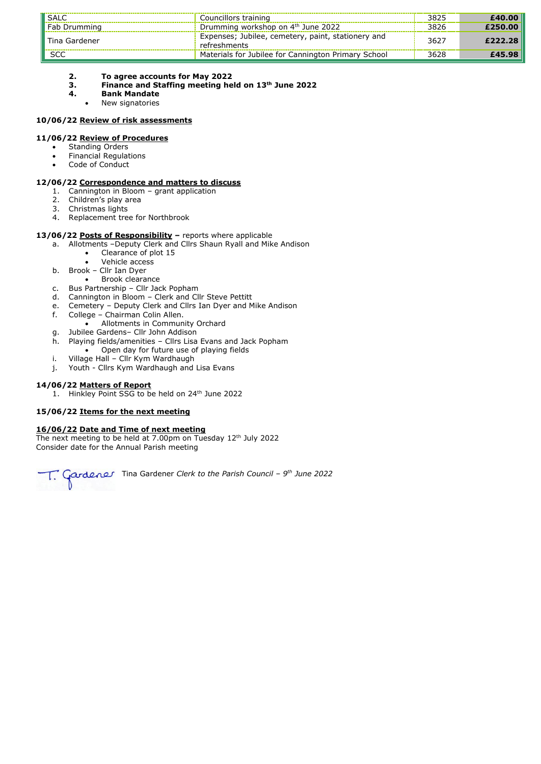| | | | |
|---|---|---|---|
| SALC | Councillors training | 3825 | **£40.00** |
| Fab Drumming | Drumming workshop on 4th June 2022 | 3826 | **£250.00** |
| Tina Gardener | Expenses; Jubilee, cemetery, paint, stationery and refreshments | 3627 | **£222.28** |
| SCC | Materials for Jubilee for Cannington Primary School | 3628 | **£45.98** |

2. **To agree accounts for May 2022**
3. **Finance and Staffing meeting held on 13th June 2022**
4. **Bank Mandate**
   - New signatories

**10/06/22 Review of risk assessments**

**11/06/22 Review of Procedures**

- Standing Orders
- Financial Regulations
- Code of Conduct

**12/06/22 Correspondence and matters to discuss**

1. Cannington in Bloom – grant application
2. Children's play area
3. Christmas lights
4. Replacement tree for Northbrook

**13/06/22 Posts of Responsibility –** reports where applicable

a. Allotments –Deputy Clerk and Cllrs Shaun Ryall and Mike Andison
   - Clearance of plot 15
   - Vehicle access

b. Brook – Cllr Ian Dyer
   - Brook clearance

c. Bus Partnership – Cllr Jack Popham

d. Cannington in Bloom – Clerk and Cllr Steve Pettitt

e. Cemetery – Deputy Clerk and Cllrs Ian Dyer and Mike Andison

f. College – Chairman Colin Allen.
   - Allotments in Community Orchard

g. Jubilee Gardens– Cllr John Addison

h. Playing fields/amenities – Cllrs Lisa Evans and Jack Popham
   - Open day for future use of playing fields

i. Village Hall – Cllr Kym Wardhaugh

j. Youth - Cllrs Kym Wardhaugh and Lisa Evans

**14/06/22 Matters of Report**

1. Hinkley Point SSG to be held on 24th June 2022

**15/06/22 Items for the next meeting**

**16/06/22 Date and Time of next meeting**

The next meeting to be held at 7.00pm on Tuesday 12th July 2022
Consider date for the Annual Parish meeting

T. Gardener Tina Gardener *Clerk to the Parish Council – 9th June 2022*